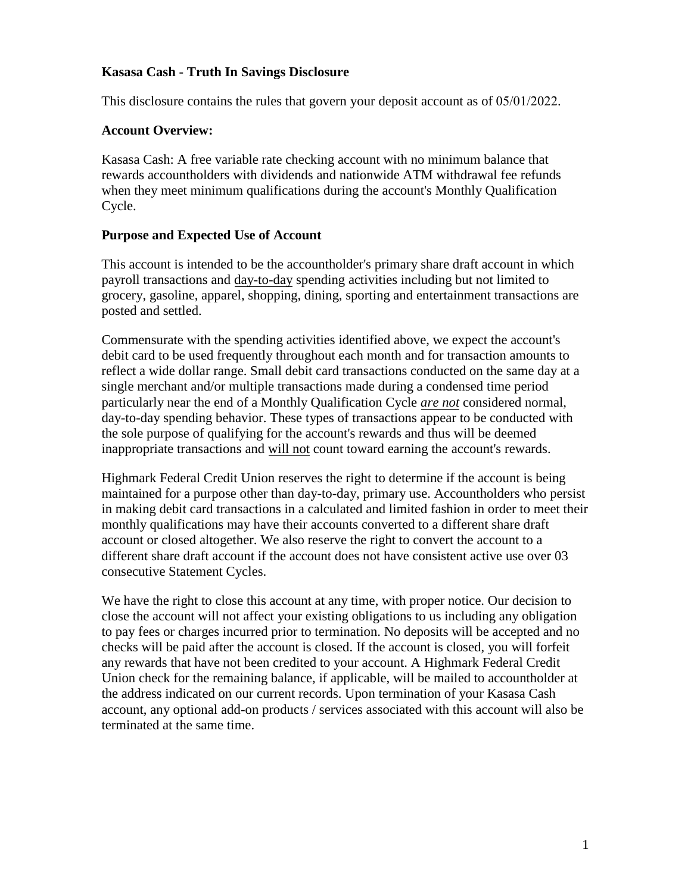# Kasasa Cash - Truth In Savings Disclosure

This disclosure contains the rules that govern your deposit account as of 05/01/2022.

## Account Overview:

Kasasa Cash: A free variable rate checking account with no minimum balance that rewards accountholders with dividends and nationwide ATM withdrawal fee refunds when they meet minimum qualifications during the account's Monthly Qualification Cycle.

## Purpose and Expected Use of Account

This account is intended to be the accountholder's primary share draft account in which payroll transactions and day-to-day spending activities including but not limited to grocery, gasoline, apparel, shopping, dining, sporting and entertainment transactions are posted and settled.

Commensurate with the spending activities identified above, we expect the account's debit card to be used frequently throughout each month and for transaction amounts to reflect a wide dollar range. Small debit card transactions conducted on the same day at a single merchant and/or multiple transactions made during a condensed time period particularly near the end of a Monthly Qualification Cycle *are not* considered normal, day-to-day spending behavior. These types of transactions appear to be conducted with the sole purpose of qualifying for the account's rewards and thus will be deemed inappropriate transactions and will not count toward earning the account's rewards.

Highmark Federal Credit Union reserves the right to determine if the account is being maintained for a purpose other than day-to-day, primary use. Accountholders who persist in making debit card transactions in a calculated and limited fashion in order to meet their monthly qualifications may have their accounts converted to a different share draft account or closed altogether. We also reserve the right to convert the account to a different share draft account if the account does not have consistent active use over 03 consecutive Statement Cycles.

We have the right to close this account at any time, with proper notice. Our decision to close the account will not affect your existing obligations to us including any obligation to pay fees or charges incurred prior to termination. No deposits will be accepted and no checks will be paid after the account is closed. If the account is closed, you will forfeit any rewards that have not been credited to your account. A Highmark Federal Credit Union check for the remaining balance, if applicable, will be mailed to accountholder at the address indicated on our current records. Upon termination of your Kasasa Cash account, any optional add-on products / services associated with this account will also be terminated at the same time.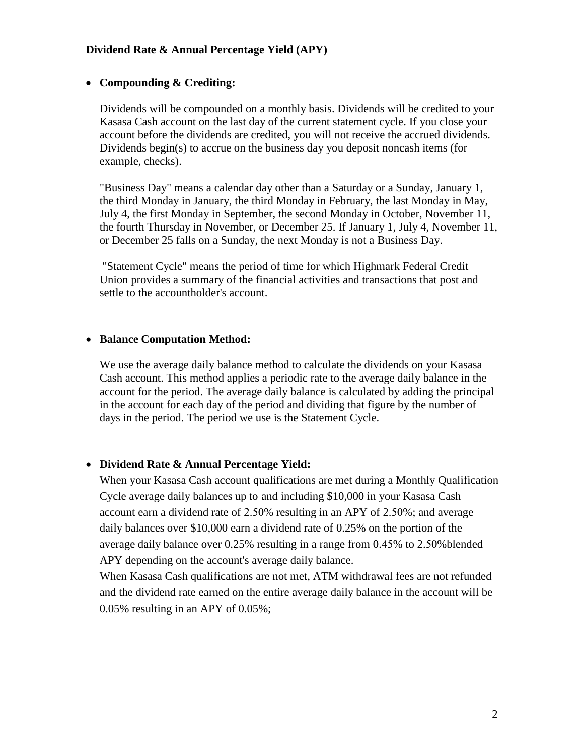**Dividend Rate & Annual Percentage Yield (APY)**

- **Compounding & Crediting:**

  Dividends will be compounded on a monthly basis. Dividends will be credited to your Kasasa Cash account on the last day of the current statement cycle. If you close your account before the dividends are credited, you will not receive the accrued dividends. Dividends begin(s) to accrue on the business day you deposit noncash items (for example, checks).

  "Business Day" means a calendar day other than a Saturday or a Sunday, January 1, the third Monday in January, the third Monday in February, the last Monday in May, July 4, the first Monday in September, the second Monday in October, November 11, the fourth Thursday in November, or December 25. If January 1, July 4, November 11, or December 25 falls on a Sunday, the next Monday is not a Business Day.

  "Statement Cycle" means the period of time for which Highmark Federal Credit Union provides a summary of the financial activities and transactions that post and settle to the accountholder's account.

- **Balance Computation Method:**

  We use the average daily balance method to calculate the dividends on your Kasasa Cash account. This method applies a periodic rate to the average daily balance in the account for the period. The average daily balance is calculated by adding the principal in the account for each day of the period and dividing that figure by the number of days in the period. The period we use is the Statement Cycle.

- **Dividend Rate & Annual Percentage Yield:**

  When your Kasasa Cash account qualifications are met during a Monthly Qualification Cycle average daily balances up to and including $10,000 in your Kasasa Cash account earn a dividend rate of 2.50% resulting in an APY of 2.50%; and average daily balances over $10,000 earn a dividend rate of 0.25% on the portion of the average daily balance over 0.25% resulting in a range from 0.45% to 2.50%blended APY depending on the account's average daily balance.
  When Kasasa Cash qualifications are not met, ATM withdrawal fees are not refunded and the dividend rate earned on the entire average daily balance in the account will be 0.05% resulting in an APY of 0.05%;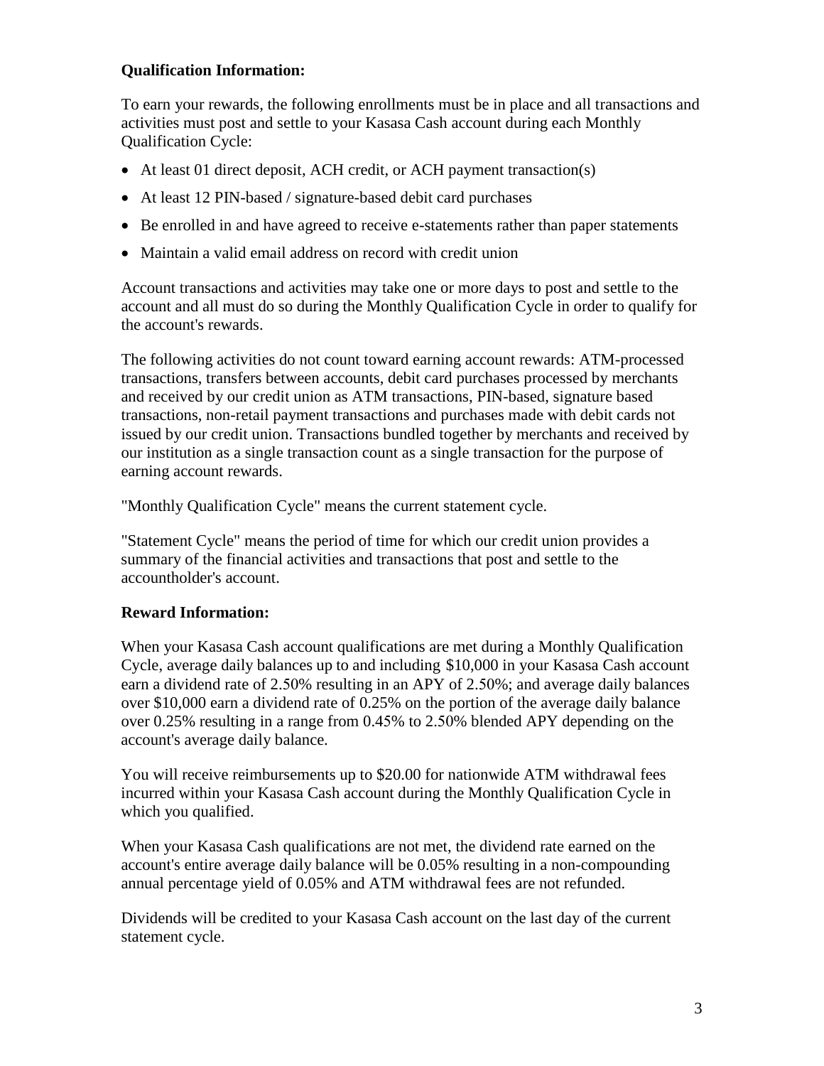**Qualification Information:**

To earn your rewards, the following enrollments must be in place and all transactions and activities must post and settle to your Kasasa Cash account during each Monthly Qualification Cycle:

- At least 01 direct deposit, ACH credit, or ACH payment transaction(s)
- At least 12 PIN-based / signature-based debit card purchases
- Be enrolled in and have agreed to receive e-statements rather than paper statements
- Maintain a valid email address on record with credit union

Account transactions and activities may take one or more days to post and settle to the account and all must do so during the Monthly Qualification Cycle in order to qualify for the account's rewards.

The following activities do not count toward earning account rewards: ATM-processed transactions, transfers between accounts, debit card purchases processed by merchants and received by our credit union as ATM transactions, PIN-based, signature based transactions, non-retail payment transactions and purchases made with debit cards not issued by our credit union. Transactions bundled together by merchants and received by our institution as a single transaction count as a single transaction for the purpose of earning account rewards.

"Monthly Qualification Cycle" means the current statement cycle.

"Statement Cycle" means the period of time for which our credit union provides a summary of the financial activities and transactions that post and settle to the accountholder's account.

**Reward Information:**

When your Kasasa Cash account qualifications are met during a Monthly Qualification Cycle, average daily balances up to and including $10,000 in your Kasasa Cash account earn a dividend rate of 2.50% resulting in an APY of 2.50%; and average daily balances over $10,000 earn a dividend rate of 0.25% on the portion of the average daily balance over 0.25% resulting in a range from 0.45% to 2.50% blended APY depending on the account's average daily balance.

You will receive reimbursements up to $20.00 for nationwide ATM withdrawal fees incurred within your Kasasa Cash account during the Monthly Qualification Cycle in which you qualified.

When your Kasasa Cash qualifications are not met, the dividend rate earned on the account's entire average daily balance will be 0.05% resulting in a non-compounding annual percentage yield of 0.05% and ATM withdrawal fees are not refunded.

Dividends will be credited to your Kasasa Cash account on the last day of the current statement cycle.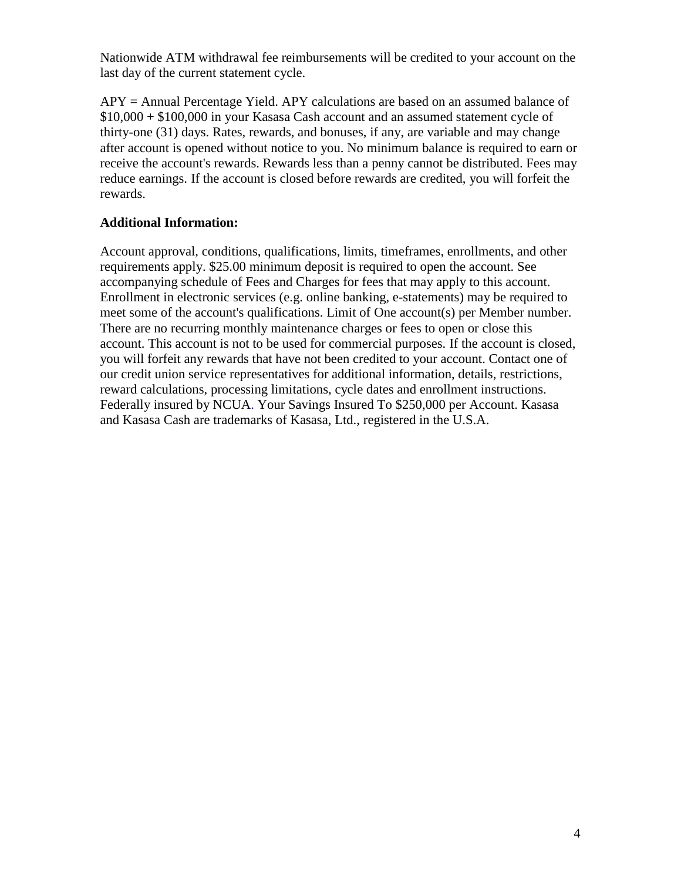Nationwide ATM withdrawal fee reimbursements will be credited to your account on the last day of the current statement cycle.

APY = Annual Percentage Yield. APY calculations are based on an assumed balance of $10,000 + $100,000 in your Kasasa Cash account and an assumed statement cycle of thirty-one (31) days. Rates, rewards, and bonuses, if any, are variable and may change after account is opened without notice to you. No minimum balance is required to earn or receive the account's rewards. Rewards less than a penny cannot be distributed. Fees may reduce earnings. If the account is closed before rewards are credited, you will forfeit the rewards.

**Additional Information:**

Account approval, conditions, qualifications, limits, timeframes, enrollments, and other requirements apply. $25.00 minimum deposit is required to open the account. See accompanying schedule of Fees and Charges for fees that may apply to this account. Enrollment in electronic services (e.g. online banking, e-statements) may be required to meet some of the account's qualifications. Limit of One account(s) per Member number. There are no recurring monthly maintenance charges or fees to open or close this account. This account is not to be used for commercial purposes. If the account is closed, you will forfeit any rewards that have not been credited to your account. Contact one of our credit union service representatives for additional information, details, restrictions, reward calculations, processing limitations, cycle dates and enrollment instructions. Federally insured by NCUA. Your Savings Insured To $250,000 per Account. Kasasa and Kasasa Cash are trademarks of Kasasa, Ltd., registered in the U.S.A.